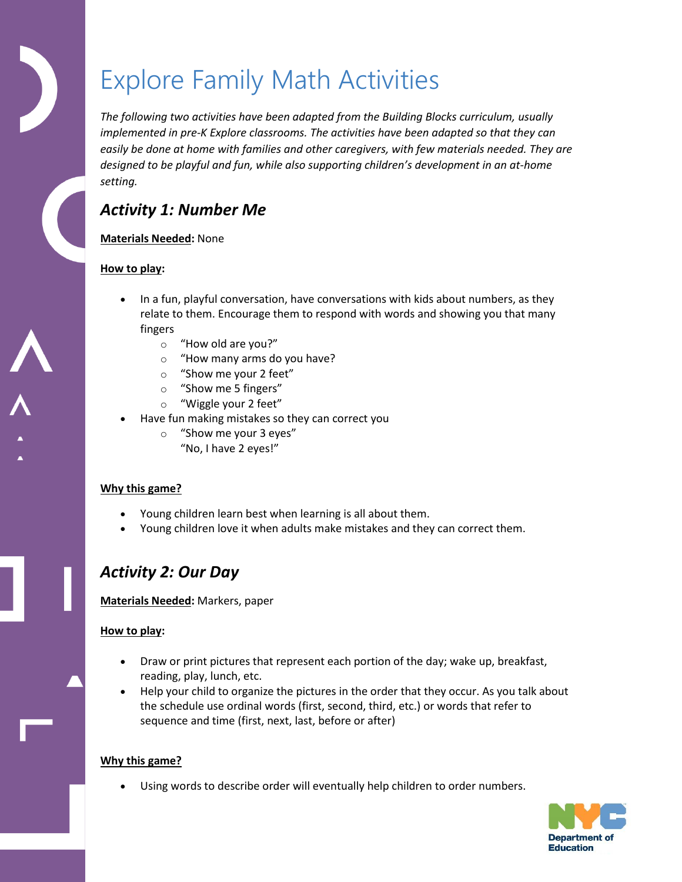# Explore Family Math Activities

*The following two activities have been adapted from the Building Blocks curriculum, usually implemented in pre-K Explore classrooms. The activities have been adapted so that they can easily be done at home with families and other caregivers, with few materials needed. They are designed to be playful and fun, while also supporting children's development in an at-home setting.*

## *Activity 1: Number Me*

**Materials Needed:** None

**How to play:**

- In a fun, playful conversation, have conversations with kids about numbers, as they relate to them. Encourage them to respond with words and showing you that many fingers
  - "How old are you?"
  - "How many arms do you have?
  - "Show me your 2 feet"
  - "Show me 5 fingers"
  - "Wiggle your 2 feet"
- Have fun making mistakes so they can correct you
  - "Show me your 3 eyes"
    "No, I have 2 eyes!"

**Why this game?**

- Young children learn best when learning is all about them.
- Young children love it when adults make mistakes and they can correct them.

## *Activity 2: Our Day*

**Materials Needed:** Markers, paper

**How to play:**

- Draw or print pictures that represent each portion of the day; wake up, breakfast, reading, play, lunch, etc.
- Help your child to organize the pictures in the order that they occur. As you talk about the schedule use ordinal words (first, second, third, etc.) or words that refer to sequence and time (first, next, last, before or after)

**Why this game?**

- Using words to describe order will eventually help children to order numbers.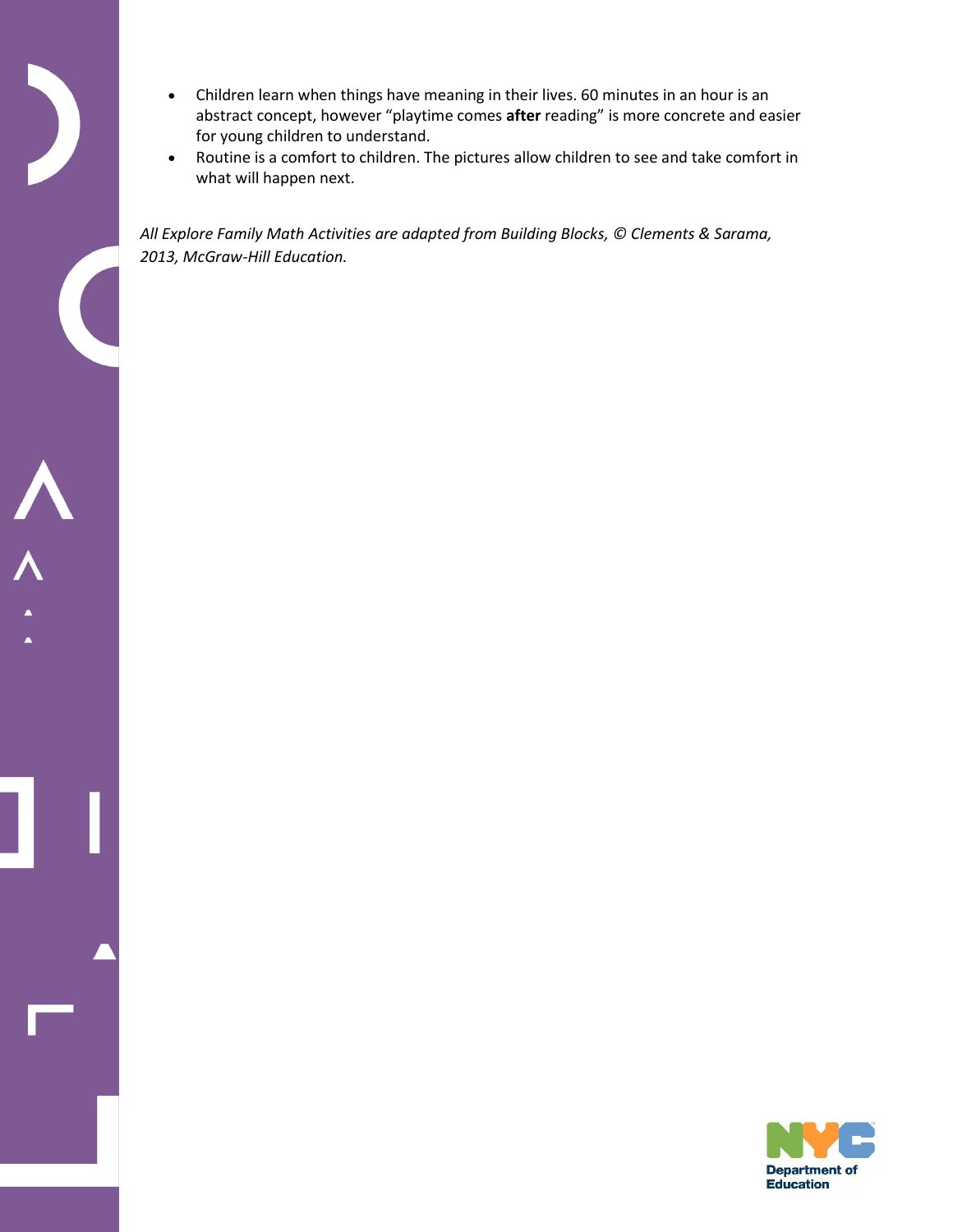- Children learn when things have meaning in their lives. 60 minutes in an hour is an abstract concept, however "playtime comes **after** reading" is more concrete and easier for young children to understand.
- Routine is a comfort to children. The pictures allow children to see and take comfort in what will happen next.

*All Explore Family Math Activities are adapted from Building Blocks, © Clements & Sarama, 2013, McGraw-Hill Education.*